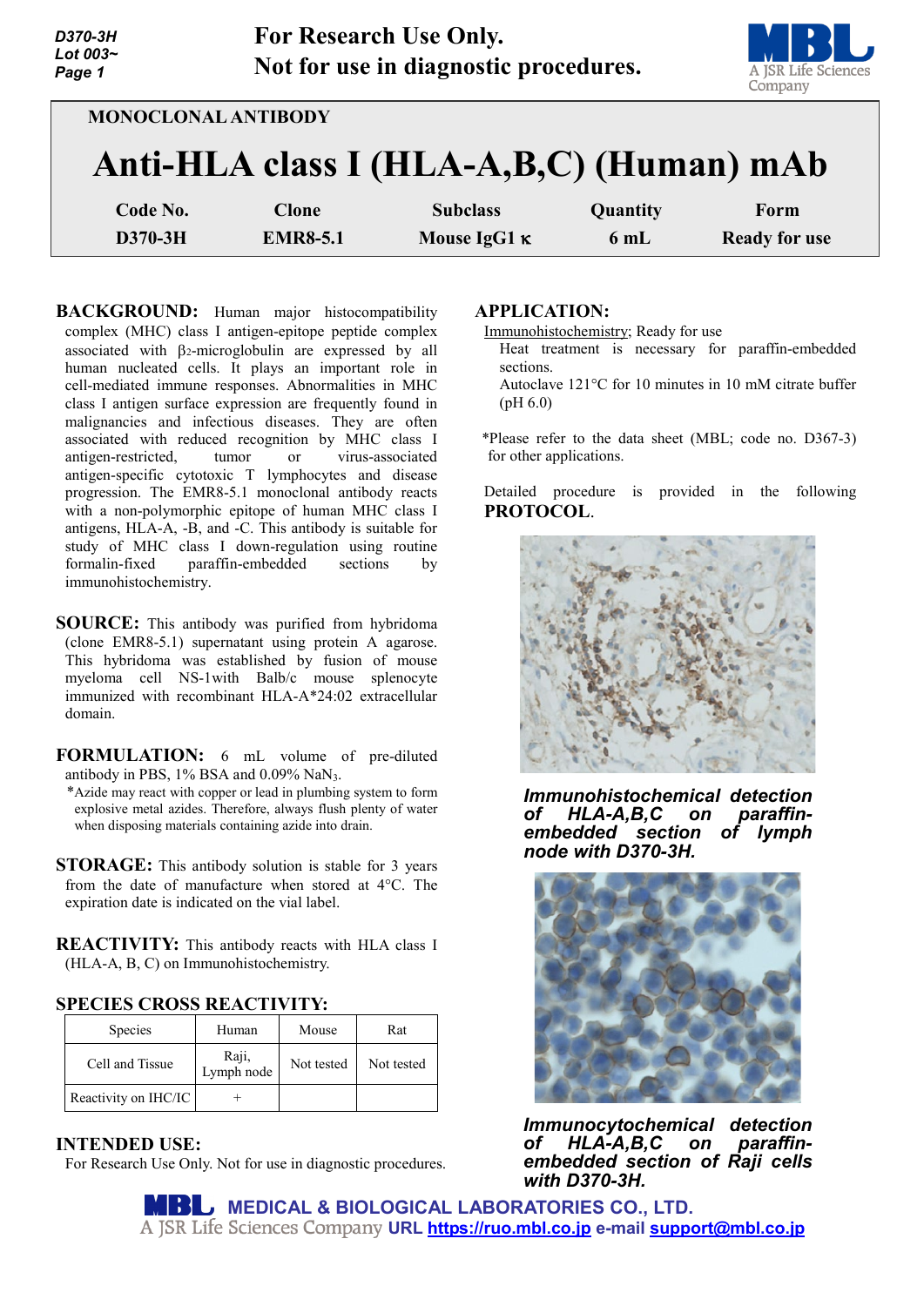For Research Use Only.
Not for use in diagnostic procedures.

MONOCLONAL ANTIBODY

# Anti-HLA class I (HLA-A,B,C) (Human) mAb

| Code No. | Clone | Subclass | Quantity | Form |
|---|---|---|---|---|
| D370-3H | EMR8-5.1 | Mouse IgG1 κ | 6 mL | Ready for use |

**BACKGROUND:** Human major histocompatibility complex (MHC) class I antigen-epitope peptide complex associated with $\beta_2$-microglobulin are expressed by all human nucleated cells. It plays an important role in cell-mediated immune responses. Abnormalities in MHC class I antigen surface expression are frequently found in malignancies and infectious diseases. They are often associated with reduced recognition by MHC class I antigen-restricted, tumor or virus-associated antigen-specific cytotoxic T lymphocytes and disease progression. The EMR8-5.1 monoclonal antibody reacts with a non-polymorphic epitope of human MHC class I antigens, HLA-A, -B, and -C. This antibody is suitable for study of MHC class I down-regulation using routine formalin-fixed paraffin-embedded sections by immunohistochemistry.

**SOURCE:** This antibody was purified from hybridoma (clone EMR8-5.1) supernatant using protein A agarose. This hybridoma was established by fusion of mouse myeloma cell NS-1with Balb/c mouse splenocyte immunized with recombinant HLA-A*24:02 extracellular domain.

**FORMULATION:** 6 mL volume of pre-diluted antibody in PBS, 1% BSA and 0.09% $NaN_3$.

*Azide may react with copper or lead in plumbing system to form explosive metal azides. Therefore, always flush plenty of water when disposing materials containing azide into drain.

**STORAGE:** This antibody solution is stable for 3 years from the date of manufacture when stored at 4°C. The expiration date is indicated on the vial label.

**REACTIVITY:** This antibody reacts with HLA class I (HLA-A, B, C) on Immunohistochemistry.

**SPECIES CROSS REACTIVITY:**

| Species | Human | Mouse | Rat |
|---|---|---|---|
| Cell and Tissue | Raji, Lymph node | Not tested | Not tested |
| Reactivity on IHC/IC | + | | |

**INTENDED USE:**
For Research Use Only. Not for use in diagnostic procedures.

**APPLICATION:**

Immunohistochemistry; Ready for use
Heat treatment is necessary for paraffin-embedded sections.
Autoclave 121°C for 10 minutes in 10 mM citrate buffer (pH 6.0)

*Please refer to the data sheet (MBL; code no. D367-3) for other applications.

Detailed procedure is provided in the following **PROTOCOL**.

***Immunohistochemical detection of HLA-A,B,C on paraffin-embedded section of lymph node with D370-3H.***

***Immunocytochemical detection of HLA-A,B,C on paraffin-embedded section of Raji cells with D370-3H.***

MEDICAL & BIOLOGICAL LABORATORIES CO., LTD.
A JSR Life Sciences Company URL https://ruo.mbl.co.jp e-mail support@mbl.co.jp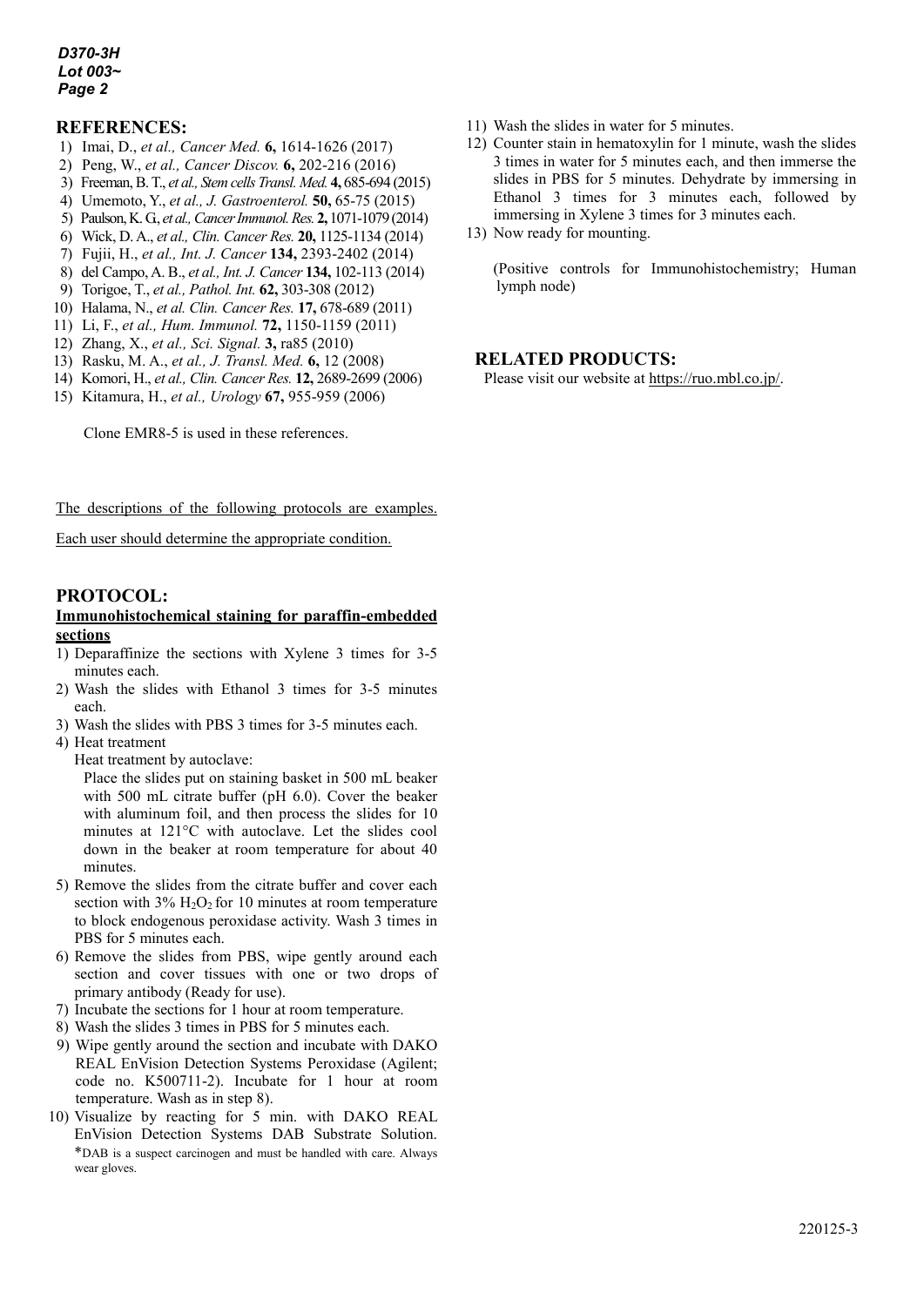## REFERENCES:

1) Imai, D., *et al., Cancer Med.* **6,** 1614-1626 (2017)
2) Peng, W., *et al., Cancer Discov.* **6,** 202-216 (2016)
3) Freeman, B. T., *et al., Stem cells Transl. Med.* **4,** 685-694 (2015)
4) Umemoto, Y., *et al., J. Gastroenterol.* **50,** 65-75 (2015)
5) Paulson, K. G., *et al., Cancer Immunol. Res.* **2,** 1071-1079 (2014)
6) Wick, D. A., *et al., Clin. Cancer Res.* **20,** 1125-1134 (2014)
7) Fujii, H., *et al., Int. J. Cancer* **134,** 2393-2402 (2014)
8) del Campo, A. B., *et al., Int. J. Cancer* **134,** 102-113 (2014)
9) Torigoe, T., *et al., Pathol. Int.* **62,** 303-308 (2012)
10) Halama, N., *et al. Clin. Cancer Res.* **17,** 678-689 (2011)
11) Li, F., *et al., Hum. Immunol.* **72,** 1150-1159 (2011)
12) Zhang, X., *et al., Sci. Signal.* **3,** ra85 (2010)
13) Rasku, M. A., *et al., J. Transl. Med.* **6,** 12 (2008)
14) Komori, H., *et al., Clin. Cancer Res.* **12,** 2689-2699 (2006)
15) Kitamura, H., *et al., Urology* **67,** 955-959 (2006)

Clone EMR8-5 is used in these references.

The descriptions of the following protocols are examples.

Each user should determine the appropriate condition.

## PROTOCOL:

### Immunohistochemical staining for paraffin-embedded sections

1) Deparaffinize the sections with Xylene 3 times for 3-5 minutes each.
2) Wash the slides with Ethanol 3 times for 3-5 minutes each.
3) Wash the slides with PBS 3 times for 3-5 minutes each.
4) Heat treatment
   Heat treatment by autoclave:
   Place the slides put on staining basket in 500 mL beaker with 500 mL citrate buffer (pH 6.0). Cover the beaker with aluminum foil, and then process the slides for 10 minutes at 121°C with autoclave. Let the slides cool down in the beaker at room temperature for about 40 minutes.
5) Remove the slides from the citrate buffer and cover each section with 3% $H_2O_2$ for 10 minutes at room temperature to block endogenous peroxidase activity. Wash 3 times in PBS for 5 minutes each.
6) Remove the slides from PBS, wipe gently around each section and cover tissues with one or two drops of primary antibody (Ready for use).
7) Incubate the sections for 1 hour at room temperature.
8) Wash the slides 3 times in PBS for 5 minutes each.
9) Wipe gently around the section and incubate with DAKO REAL EnVision Detection Systems Peroxidase (Agilent; code no. K500711-2). Incubate for 1 hour at room temperature. Wash as in step 8).
10) Visualize by reacting for 5 min. with DAKO REAL EnVision Detection Systems DAB Substrate Solution.
    *DAB is a suspect carcinogen and must be handled with care. Always wear gloves.
11) Wash the slides in water for 5 minutes.
12) Counter stain in hematoxylin for 1 minute, wash the slides 3 times in water for 5 minutes each, and then immerse the slides in PBS for 5 minutes. Dehydrate by immersing in Ethanol 3 times for 3 minutes each, followed by immersing in Xylene 3 times for 3 minutes each.
13) Now ready for mounting.

(Positive controls for Immunohistochemistry; Human lymph node)

## RELATED PRODUCTS:

Please visit our website at https://ruo.mbl.co.jp/.

220125-3